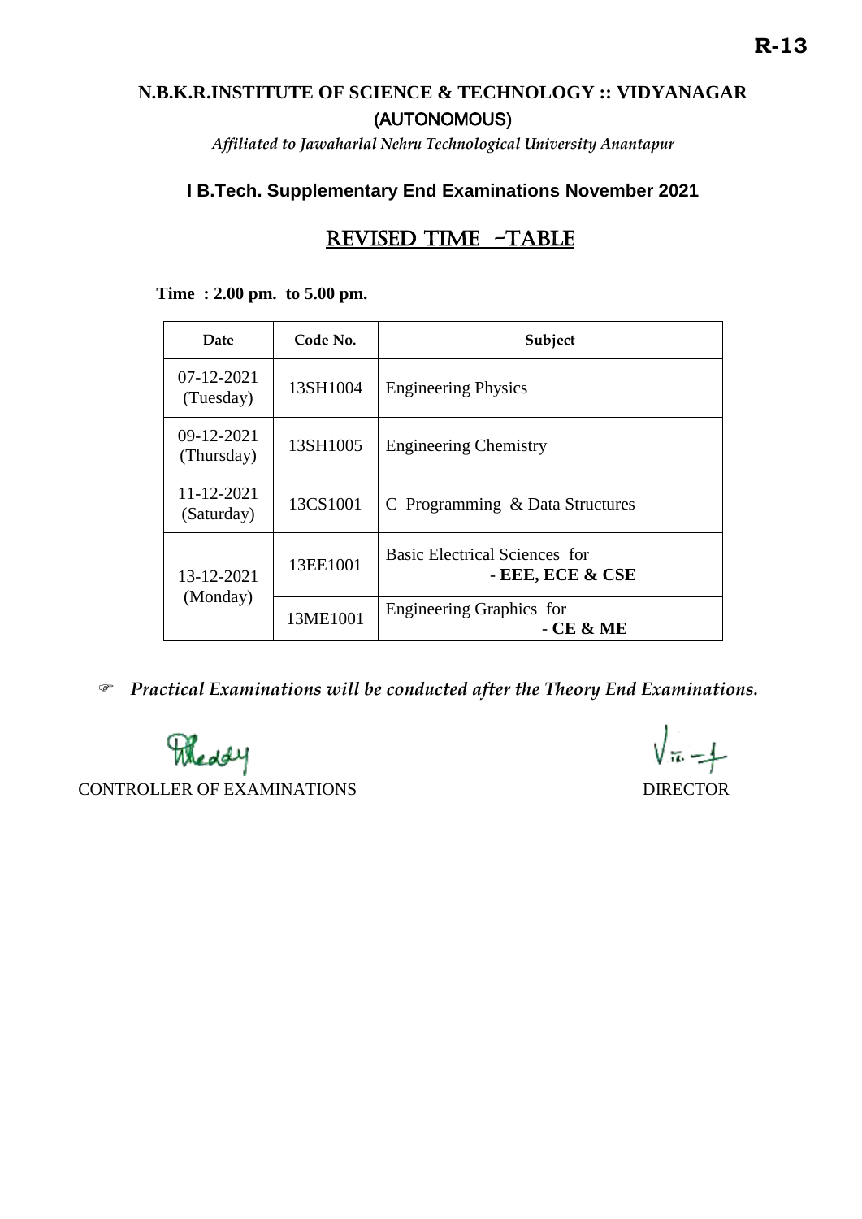**R-13**

# N.B.K.R.INSTITUTE OF SCIENCE & TECHNOLOGY :: VIDYANAGAR

## (AUTONOMOUS)

*Affiliated to Jawaharlal Nehru Technological University Anantapur*

### I B.Tech. Supplementary End Examinations November 2021

### REVISED TIME -TABLE

**Time : 2.00 pm. to 5.00 pm.**

| Date | Code No. | Subject |
|---|---|---|
| 07-12-2021 (Tuesday) | 13SH1004 | Engineering Physics |
| 09-12-2021 (Thursday) | 13SH1005 | Engineering Chemistry |
| 11-12-2021 (Saturday) | 13CS1001 | C Programming & Data Structures |
| 13-12-2021 (Monday) | 13EE1001 | Basic Electrical Sciences for - **EEE, ECE & CSE** |
| | 13ME1001 | Engineering Graphics for - **CE & ME** |

☞ ***Practical Examinations will be conducted after the Theory End Examinations.***

CONTROLLER OF EXAMINATIONS

DIRECTOR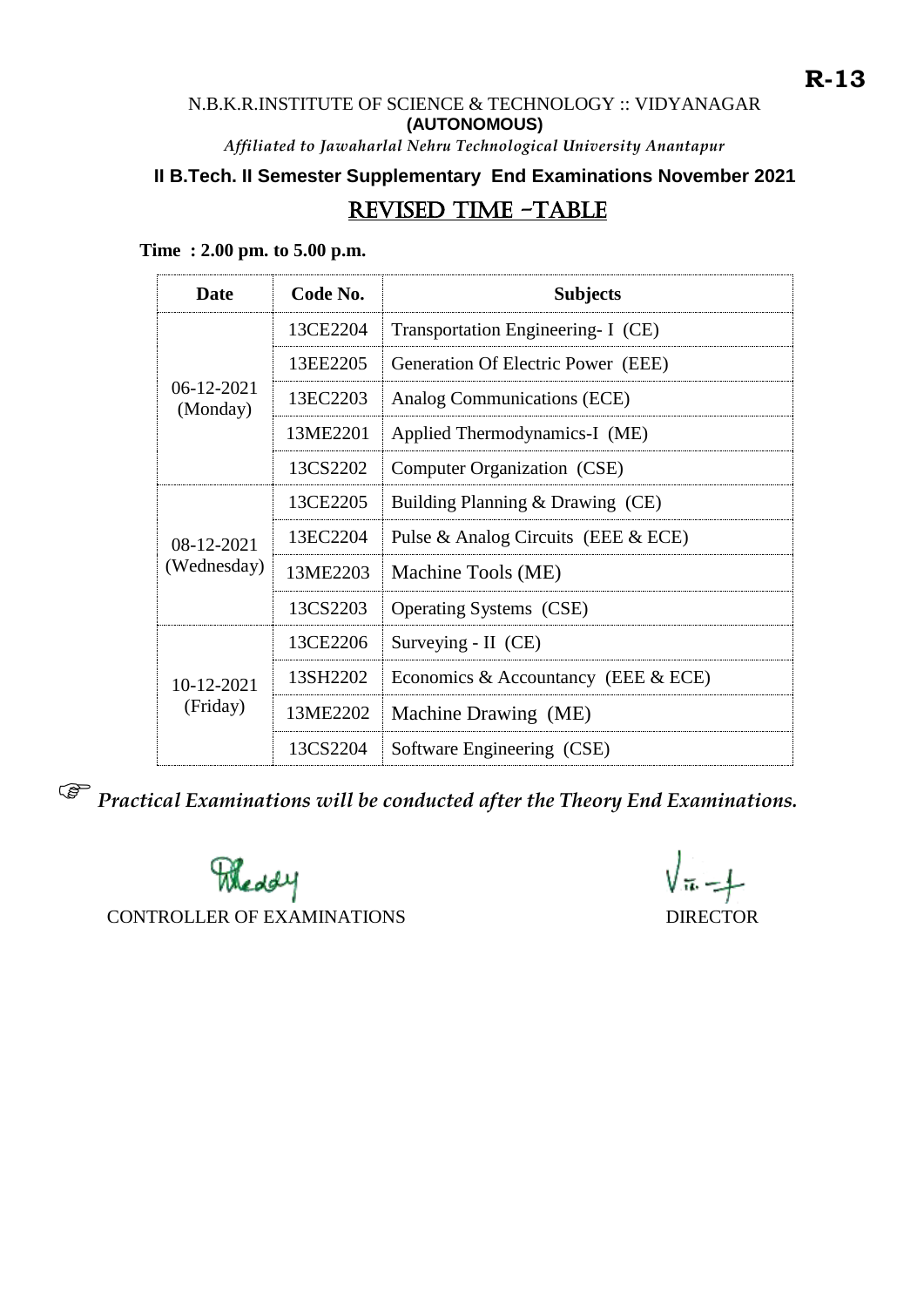**R-13**

N.B.K.R.INSTITUTE OF SCIENCE & TECHNOLOGY :: VIDYANAGAR

**(AUTONOMOUS)**

*Affiliated to Jawaharlal Nehru Technological University Anantapur*

**II B.Tech. II Semester Supplementary End Examinations November 2021**

## REVISED TIME -TABLE

**Time : 2.00 pm. to 5.00 p.m.**

| Date | Code No. | Subjects |
|---|---|---|
| 06-12-2021 (Monday) | 13CE2204 | Transportation Engineering- I (CE) |
| | 13EE2205 | Generation Of Electric Power (EEE) |
| | 13EC2203 | Analog Communications (ECE) |
| | 13ME2201 | Applied Thermodynamics-I (ME) |
| | 13CS2202 | Computer Organization (CSE) |
| 08-12-2021 (Wednesday) | 13CE2205 | Building Planning & Drawing (CE) |
| | 13EC2204 | Pulse & Analog Circuits (EEE & ECE) |
| | 13ME2203 | Machine Tools (ME) |
| | 13CS2203 | Operating Systems (CSE) |
| 10-12-2021 (Friday) | 13CE2206 | Surveying - II (CE) |
| | 13SH2202 | Economics & Accountancy (EEE & ECE) |
| | 13ME2202 | Machine Drawing (ME) |
| | 13CS2204 | Software Engineering (CSE) |

☞ *Practical Examinations will be conducted after the Theory End Examinations.*

CONTROLLER OF EXAMINATIONS

DIRECTOR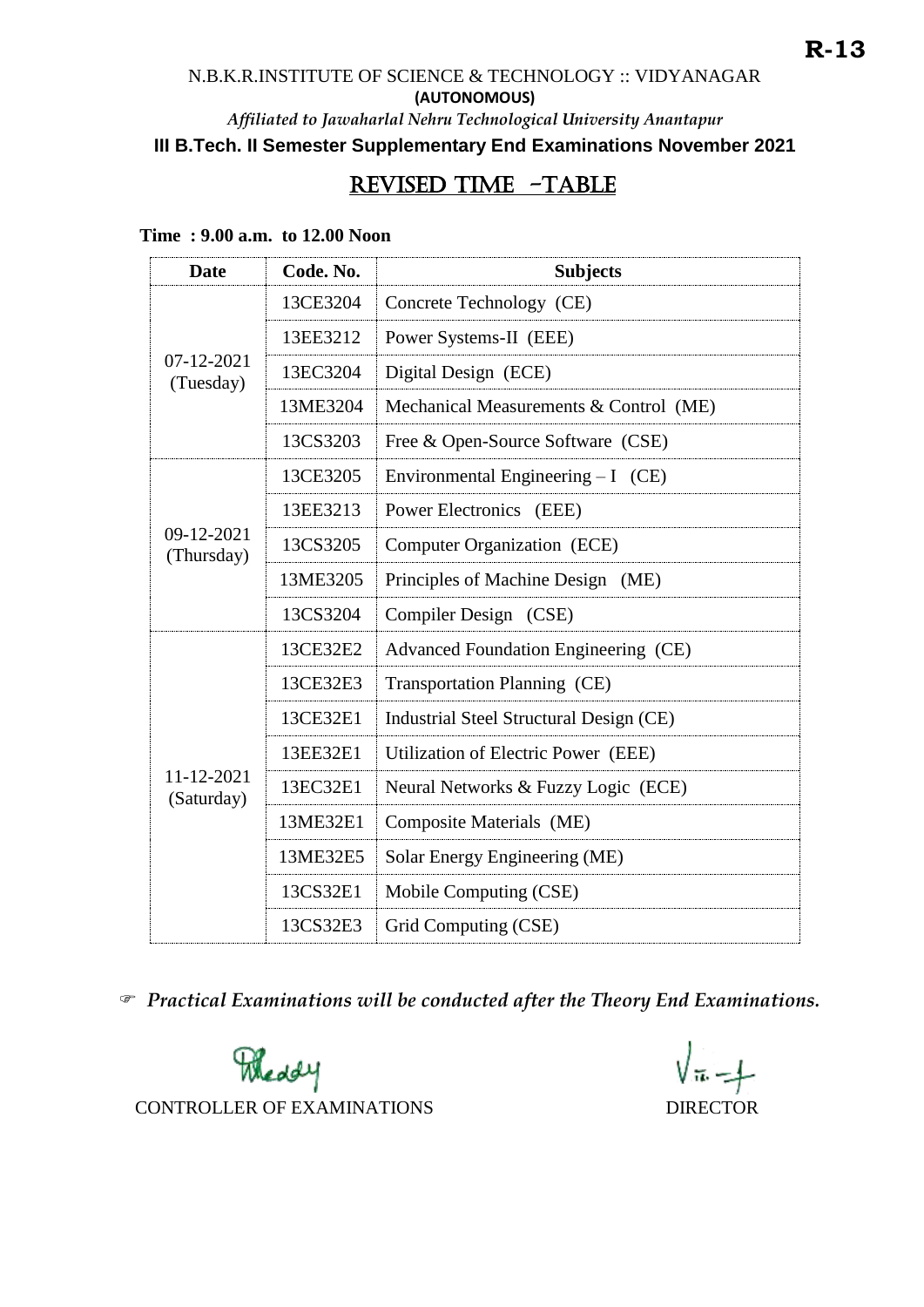R-13

N.B.K.R.INSTITUTE OF SCIENCE & TECHNOLOGY :: VIDYANAGAR

**(AUTONOMOUS)**

*Affiliated to Jawaharlal Nehru Technological University Anantapur*

**III B.Tech. II Semester Supplementary End Examinations November 2021**

# REVISED TIME -TABLE

**Time : 9.00 a.m. to 12.00 Noon**

| Date | Code. No. | Subjects |
|---|---|---|
| 07-12-2021 (Tuesday) | 13CE3204 | Concrete Technology (CE) |
| | 13EE3212 | Power Systems-II (EEE) |
| | 13EC3204 | Digital Design (ECE) |
| | 13ME3204 | Mechanical Measurements & Control (ME) |
| | 13CS3203 | Free & Open-Source Software (CSE) |
| 09-12-2021 (Thursday) | 13CE3205 | Environmental Engineering – I (CE) |
| | 13EE3213 | Power Electronics (EEE) |
| | 13CS3205 | Computer Organization (ECE) |
| | 13ME3205 | Principles of Machine Design (ME) |
| | 13CS3204 | Compiler Design (CSE) |
| 11-12-2021 (Saturday) | 13CE32E2 | Advanced Foundation Engineering (CE) |
| | 13CE32E3 | Transportation Planning (CE) |
| | 13CE32E1 | Industrial Steel Structural Design (CE) |
| | 13EE32E1 | Utilization of Electric Power (EEE) |
| | 13EC32E1 | Neural Networks & Fuzzy Logic (ECE) |
| | 13ME32E1 | Composite Materials (ME) |
| | 13ME32E5 | Solar Energy Engineering (ME) |
| | 13CS32E1 | Mobile Computing (CSE) |
| | 13CS32E3 | Grid Computing (CSE) |

☞ ***Practical Examinations will be conducted after the Theory End Examinations.***

CONTROLLER OF EXAMINATIONS

DIRECTOR